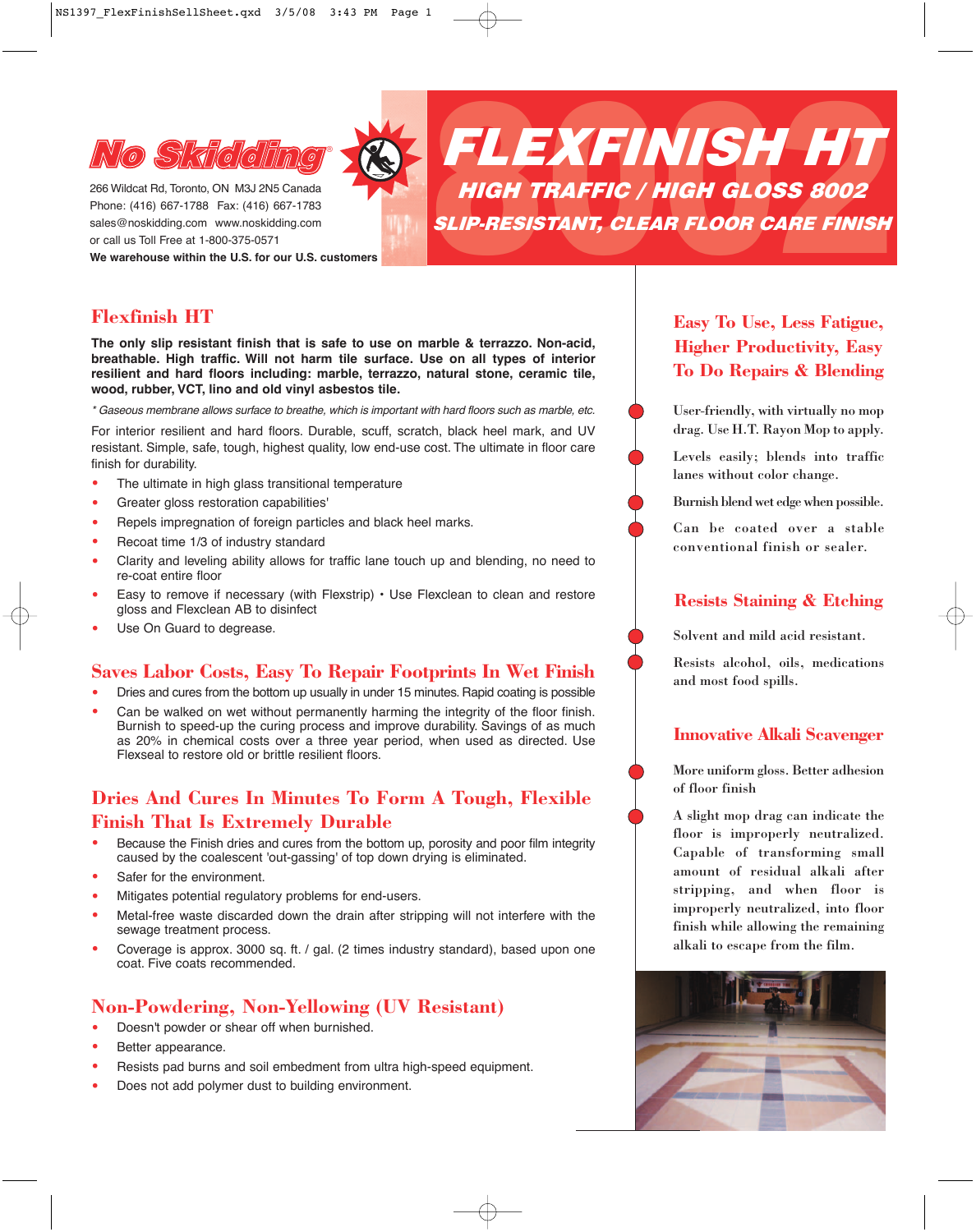# FLEXFINISH HT

## HIGH TRAFFIC / HIGH GLOSS 8002

## SLIP-RESISTANT, CLEAR FLOOR CARE FINISH

**No Skidding**®

266 Wildcat Rd, Toronto, ON M3J 2N5 Canada
Phone: (416) 667-1788 Fax: (416) 667-1783
sales@noskidding.com www.noskidding.com
or call us Toll Free at 1-800-375-0571
**We warehouse within the U.S. for our U.S. customers**

## Flexfinish HT

**The only slip resistant finish that is safe to use on marble & terrazzo. Non-acid, breathable. High traffic. Will not harm tile surface. Use on all types of interior resilient and hard floors including: marble, terrazzo, natural stone, ceramic tile, wood, rubber, VCT, lino and old vinyl asbestos tile.**

*\* Gaseous membrane allows surface to breathe, which is important with hard floors such as marble, etc.*

For interior resilient and hard floors. Durable, scuff, scratch, black heel mark, and UV resistant. Simple, safe, tough, highest quality, low end-use cost. The ultimate in floor care finish for durability.

- The ultimate in high glass transitional temperature
- Greater gloss restoration capabilities'
- Repels impregnation of foreign particles and black heel marks.
- Recoat time 1/3 of industry standard
- Clarity and leveling ability allows for traffic lane touch up and blending, no need to re-coat entire floor
- Easy to remove if necessary (with Flexstrip) • Use Flexclean to clean and restore gloss and Flexclean AB to disinfect
- Use On Guard to degrease.

## Saves Labor Costs, Easy To Repair Footprints In Wet Finish

- Dries and cures from the bottom up usually in under 15 minutes. Rapid coating is possible
- Can be walked on wet without permanently harming the integrity of the floor finish. Burnish to speed-up the curing process and improve durability. Savings of as much as 20% in chemical costs over a three year period, when used as directed. Use Flexseal to restore old or brittle resilient floors.

## Dries And Cures In Minutes To Form A Tough, Flexible Finish That Is Extremely Durable

- Because the Finish dries and cures from the bottom up, porosity and poor film integrity caused by the coalescent 'out-gassing' of top down drying is eliminated.
- Safer for the environment.
- Mitigates potential regulatory problems for end-users.
- Metal-free waste discarded down the drain after stripping will not interfere with the sewage treatment process.
- Coverage is approx. 3000 sq. ft. / gal. (2 times industry standard), based upon one coat. Five coats recommended.

## Non-Powdering, Non-Yellowing (UV Resistant)

- Doesn't powder or shear off when burnished.
- Better appearance.
- Resists pad burns and soil embedment from ultra high-speed equipment.
- Does not add polymer dust to building environment.

## Easy To Use, Less Fatigue, Higher Productivity, Easy To Do Repairs & Blending

- User-friendly, with virtually no mop drag. Use H.T. Rayon Mop to apply.
- Levels easily; blends into traffic lanes without color change.
- Burnish blend wet edge when possible.
- Can be coated over a stable conventional finish or sealer.

## Resists Staining & Etching

- Solvent and mild acid resistant.
- Resists alcohol, oils, medications and most food spills.

## Innovative Alkali Scavenger

- More uniform gloss. Better adhesion of floor finish
- A slight mop drag can indicate the floor is improperly neutralized. Capable of transforming small amount of residual alkali after stripping, and when floor is improperly neutralized, into floor finish while allowing the remaining alkali to escape from the film.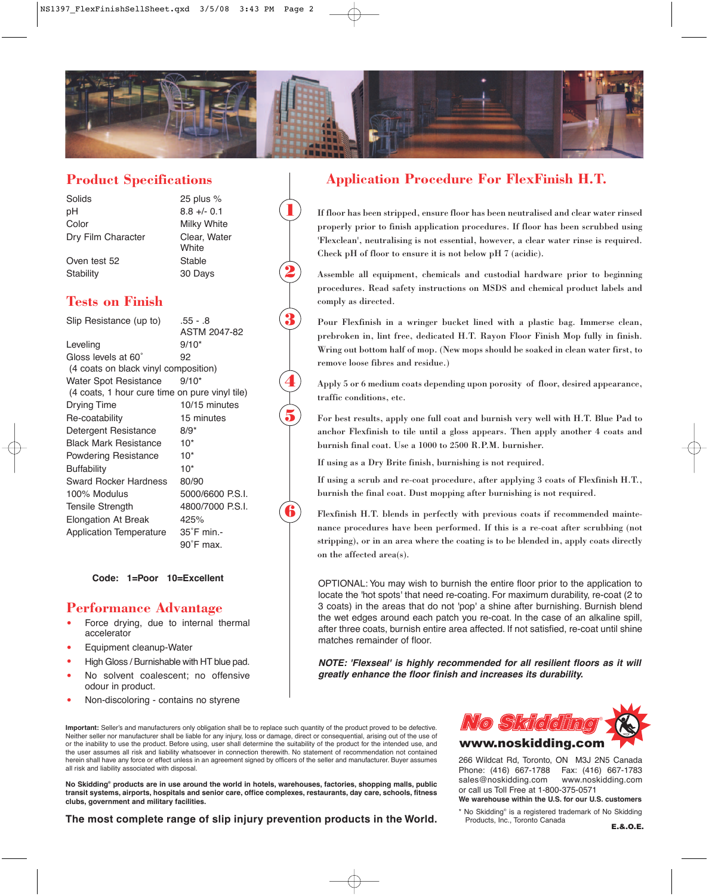## Product Specifications

| | |
|---|---|
| Solids | 25 plus % |
| pH | 8.8 +/- 0.1 |
| Color | Milky White |
| Dry Film Character | Clear, Water White |
| Oven test 52 | Stable |
| Stability | 30 Days |

## Tests on Finish

| | |
|---|---|
| Slip Resistance (up to) | .55 - .8 ASTM 2047-82 |
| Leveling | 9/10* |
| Gloss levels at 60˚ | 92 |
| (4 coats on black vinyl composition) | |
| Water Spot Resistance | 9/10* |
| (4 coats, 1 hour cure time on pure vinyl tile) | |
| Drying Time | 10/15 minutes |
| Re-coatability | 15 minutes |
| Detergent Resistance | 8/9* |
| Black Mark Resistance | 10* |
| Powdering Resistance | 10* |
| Buffability | 10* |
| Sward Rocker Hardness | 80/90 |
| 100% Modulus | 5000/6600 P.S.I. |
| Tensile Strength | 4800/7000 P.S.I. |
| Elongation At Break | 425% |
| Application Temperature | 35˚F min.- 90˚F max. |

**Code: 1=Poor 10=Excellent**

## Performance Advantage

- Force drying, due to internal thermal accelerator
- Equipment cleanup-Water
- High Gloss / Burnishable with HT blue pad.
- No solvent coalescent; no offensive odour in product.
- Non-discoloring - contains no styrene

## Application Procedure For FlexFinish H.T.

1. If floor has been stripped, ensure floor has been neutralised and clear water rinsed properly prior to finish application procedures. If floor has been scrubbed using 'Flexclean', neutralising is not essential, however, a clear water rinse is required. Check pH of floor to ensure it is not below pH 7 (acidic).

2. Assemble all equipment, chemicals and custodial hardware prior to beginning procedures. Read safety instructions on MSDS and chemical product labels and comply as directed.

3. Pour Flexfinish in a wringer bucket lined with a plastic bag. Immerse clean, prebroken in, lint free, dedicated H.T. Rayon Floor Finish Mop fully in finish. Wring out bottom half of mop. (New mops should be soaked in clean water first, to remove loose fibres and residue.)

4. Apply 5 or 6 medium coats depending upon porosity of floor, desired appearance, traffic conditions, etc.

5. For best results, apply one full coat and burnish very well with H.T. Blue Pad to anchor Flexfinish to tile until a gloss appears. Then apply another 4 coats and burnish final coat. Use a 1000 to 2500 R.P.M. burnisher.

   If using as a Dry Brite finish, burnishing is not required.

   If using a scrub and re-coat procedure, after applying 3 coats of Flexfinish H.T., burnish the final coat. Dust mopping after burnishing is not required.

6. Flexfinish H.T. blends in perfectly with previous coats if recommended maintenance procedures have been performed. If this is a re-coat after scrubbing (not stripping), or in an area where the coating is to be blended in, apply coats directly on the affected area(s).

OPTIONAL: You may wish to burnish the entire floor prior to the application to locate the 'hot spots' that need re-coating. For maximum durability, re-coat (2 to 3 coats) in the areas that do not 'pop' a shine after burnishing. Burnish blend the wet edges around each patch you re-coat. In the case of an alkaline spill, after three coats, burnish entire area affected. If not satisfied, re-coat until shine matches remainder of floor.

***NOTE: 'Flexseal' is highly recommended for all resilient floors as it will greatly enhance the floor finish and increases its durability.***

**Important:** Seller's and manufacturers only obligation shall be to replace such quantity of the product proved to be defective. Neither seller nor manufacturer shall be liable for any injury, loss or damage, direct or consequential, arising out of the use of or the inability to use the product. Before using, user shall determine the suitability of the product for the intended use, and the user assumes all risk and liability whatsoever in connection therewith. No statement of recommendation not contained herein shall have any force or effect unless in an agreement signed by officers of the seller and manufacturer. Buyer assumes all risk and liability associated with disposal.

**No Skidding® products are in use around the world in hotels, warehouses, factories, shopping malls, public transit systems, airports, hospitals and senior care, office complexes, restaurants, day care, schools, fitness clubs, government and military facilities.**

**The most complete range of slip injury prevention products in the World.**

**No Skidding®**

**www.noskidding.com**

266 Wildcat Rd, Toronto, ON M3J 2N5 Canada
Phone: (416) 667-1788 Fax: (416) 667-1783
sales@noskidding.com www.noskidding.com
or call us Toll Free at 1-800-375-0571
**We warehouse within the U.S. for our U.S. customers**

* No Skidding® is a registered trademark of No Skidding Products, Inc., Toronto Canada

**E.&.O.E.**